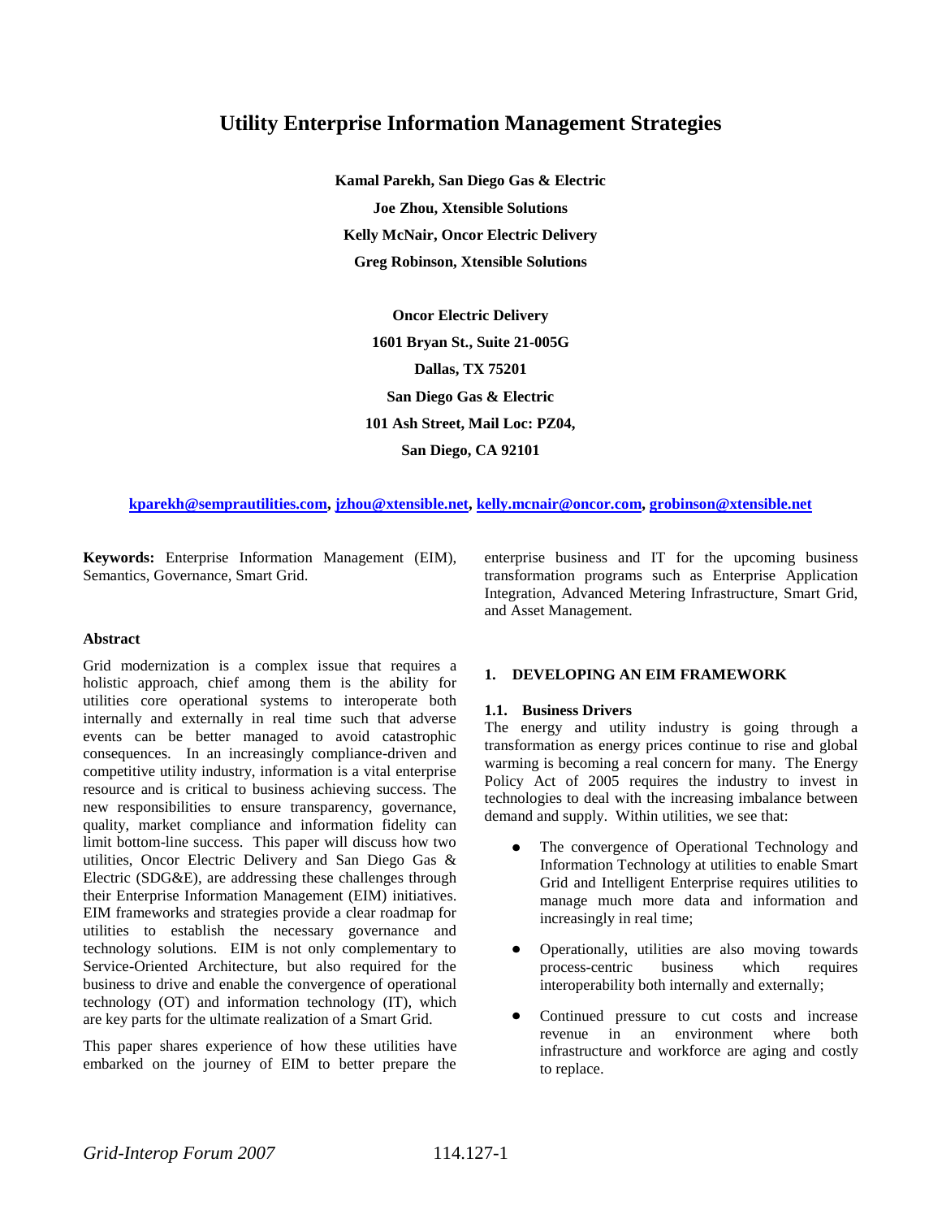# Utility Enterprise Information Management Strategies

**Kamal Parekh, San Diego Gas & Electric**

**Joe Zhou, Xtensible Solutions**

**Kelly McNair, Oncor Electric Delivery**

**Greg Robinson, Xtensible Solutions**

**Oncor Electric Delivery**

**1601 Bryan St., Suite 21-005G**

**Dallas, TX 75201**

**San Diego Gas & Electric**

**101 Ash Street, Mail Loc: PZ04,**

**San Diego, CA 92101**

**kparekh@semprautilities.com, jzhou@xtensible.net, kelly.mcnair@oncor.com, grobinson@xtensible.net**

**Keywords:** Enterprise Information Management (EIM), Semantics, Governance, Smart Grid.

### Abstract

Grid modernization is a complex issue that requires a holistic approach, chief among them is the ability for utilities core operational systems to interoperate both internally and externally in real time such that adverse events can be better managed to avoid catastrophic consequences. In an increasingly compliance-driven and competitive utility industry, information is a vital enterprise resource and is critical to business achieving success. The new responsibilities to ensure transparency, governance, quality, market compliance and information fidelity can limit bottom-line success. This paper will discuss how two utilities, Oncor Electric Delivery and San Diego Gas & Electric (SDG&E), are addressing these challenges through their Enterprise Information Management (EIM) initiatives. EIM frameworks and strategies provide a clear roadmap for utilities to establish the necessary governance and technology solutions. EIM is not only complementary to Service-Oriented Architecture, but also required for the business to drive and enable the convergence of operational technology (OT) and information technology (IT), which are key parts for the ultimate realization of a Smart Grid.

This paper shares experience of how these utilities have embarked on the journey of EIM to better prepare the enterprise business and IT for the upcoming business transformation programs such as Enterprise Application Integration, Advanced Metering Infrastructure, Smart Grid, and Asset Management.

## 1. DEVELOPING AN EIM FRAMEWORK

### 1.1. Business Drivers

The energy and utility industry is going through a transformation as energy prices continue to rise and global warming is becoming a real concern for many. The Energy Policy Act of 2005 requires the industry to invest in technologies to deal with the increasing imbalance between demand and supply. Within utilities, we see that:

- The convergence of Operational Technology and Information Technology at utilities to enable Smart Grid and Intelligent Enterprise requires utilities to manage much more data and information and increasingly in real time;
- Operationally, utilities are also moving towards process-centric business which requires interoperability both internally and externally;
- Continued pressure to cut costs and increase revenue in an environment where both infrastructure and workforce are aging and costly to replace.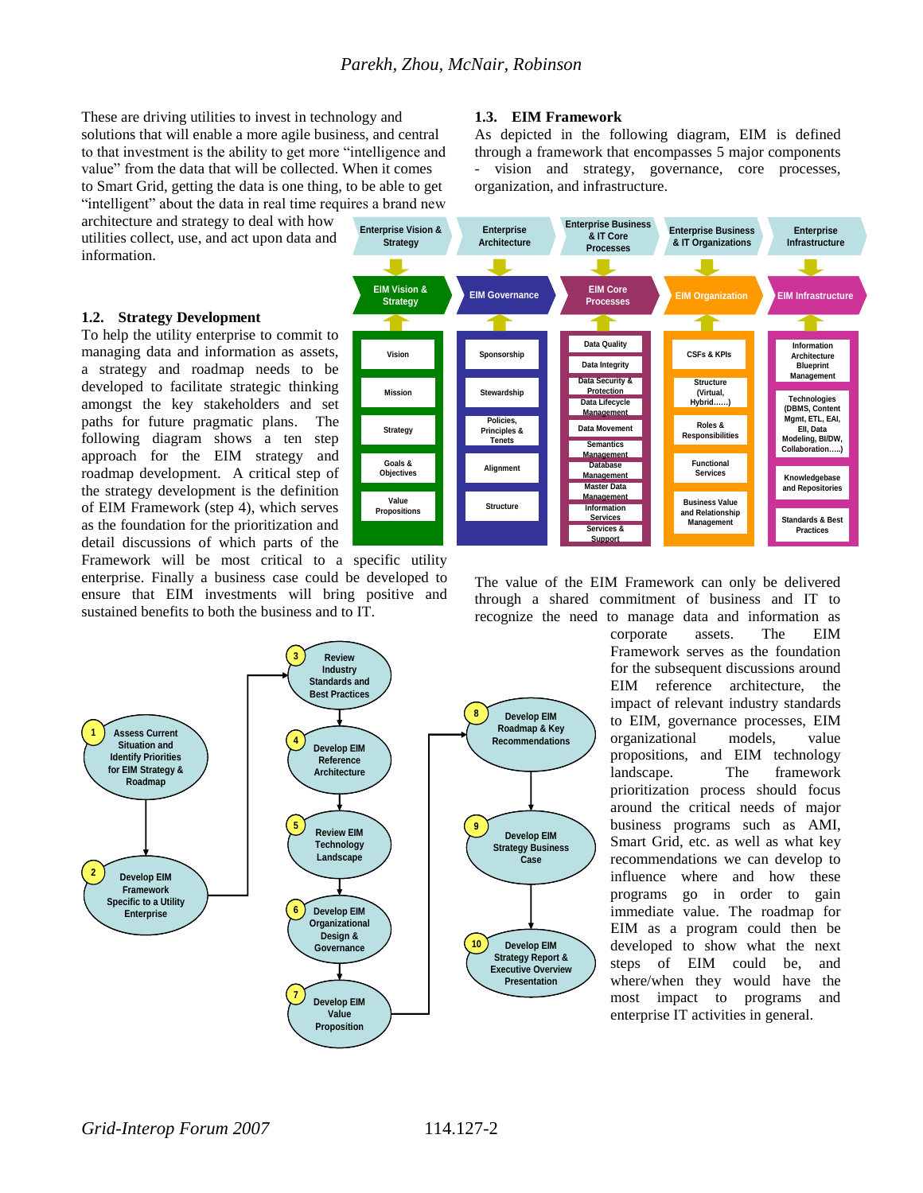These are driving utilities to invest in technology and solutions that will enable a more agile business, and central to that investment is the ability to get more "intelligence and value" from the data that will be collected. When it comes to Smart Grid, getting the data is one thing, to be able to get "intelligent" about the data in real time requires a brand new architecture and strategy to deal with how utilities collect, use, and act upon data and information.

## 1.2. Strategy Development

To help the utility enterprise to commit to managing data and information as assets, a strategy and roadmap needs to be developed to facilitate strategic thinking amongst the key stakeholders and set paths for future pragmatic plans. The following diagram shows a ten step approach for the EIM strategy and roadmap development. A critical step of the strategy development is the definition of EIM Framework (step 4), which serves as the foundation for the prioritization and detail discussions of which parts of the Framework will be most critical to a specific utility enterprise. Finally a business case could be developed to ensure that EIM investments will bring positive and sustained benefits to both the business and to IT.

## 1.3. EIM Framework

As depicted in the following diagram, EIM is defined through a framework that encompasses 5 major components - vision and strategy, governance, core processes, organization, and infrastructure.

The value of the EIM Framework can only be delivered through a shared commitment of business and IT to recognize the need to manage data and information as corporate assets. The EIM Framework serves as the foundation for the subsequent discussions around EIM reference architecture, the impact of relevant industry standards to EIM, governance processes, EIM organizational models, value propositions, and EIM technology landscape. The framework prioritization process should focus around the critical needs of major business programs such as AMI, Smart Grid, etc. as well as what key recommendations we can develop to influence where and how these programs go in order to gain immediate value. The roadmap for EIM as a program could then be developed to show what the next steps of EIM could be, and where/when they would have the most impact to programs and enterprise IT activities in general.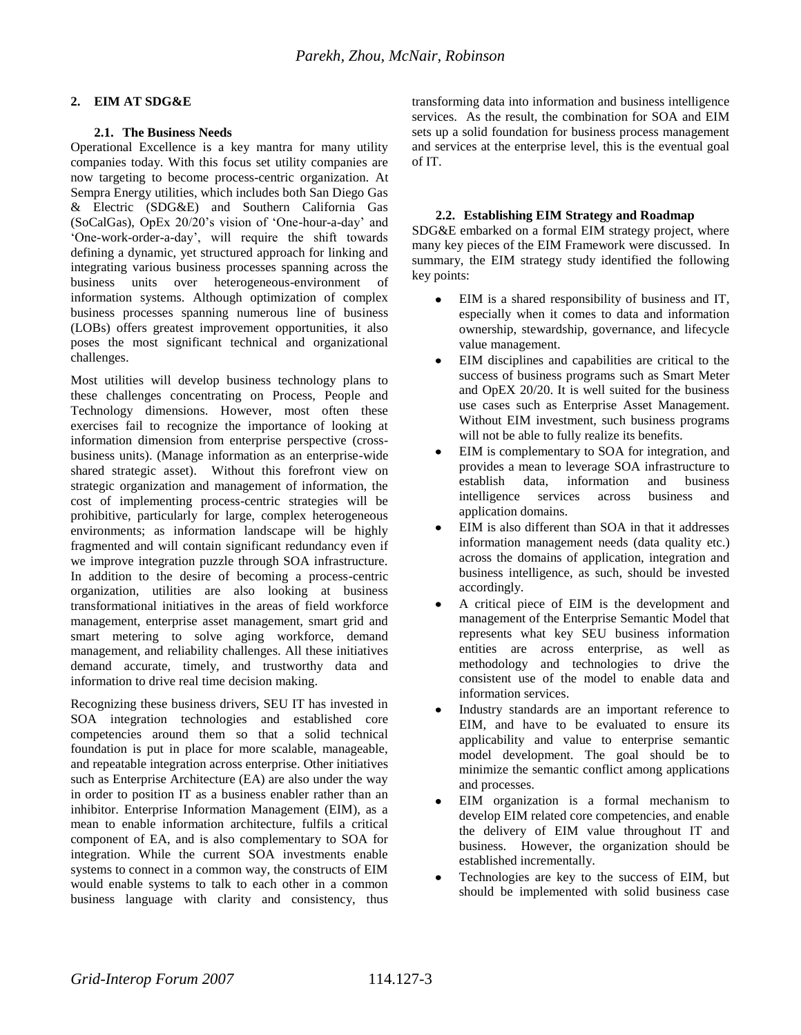## 2. EIM AT SDG&E

### 2.1. The Business Needs

Operational Excellence is a key mantra for many utility companies today. With this focus set utility companies are now targeting to become process-centric organization. At Sempra Energy utilities, which includes both San Diego Gas & Electric (SDG&E) and Southern California Gas (SoCalGas), OpEx 20/20's vision of 'One-hour-a-day' and 'One-work-order-a-day', will require the shift towards defining a dynamic, yet structured approach for linking and integrating various business processes spanning across the business units over heterogeneous-environment of information systems. Although optimization of complex business processes spanning numerous line of business (LOBs) offers greatest improvement opportunities, it also poses the most significant technical and organizational challenges.

Most utilities will develop business technology plans to these challenges concentrating on Process, People and Technology dimensions. However, most often these exercises fail to recognize the importance of looking at information dimension from enterprise perspective (cross-business units). (Manage information as an enterprise-wide shared strategic asset). Without this forefront view on strategic organization and management of information, the cost of implementing process-centric strategies will be prohibitive, particularly for large, complex heterogeneous environments; as information landscape will be highly fragmented and will contain significant redundancy even if we improve integration puzzle through SOA infrastructure. In addition to the desire of becoming a process-centric organization, utilities are also looking at business transformational initiatives in the areas of field workforce management, enterprise asset management, smart grid and smart metering to solve aging workforce, demand management, and reliability challenges. All these initiatives demand accurate, timely, and trustworthy data and information to drive real time decision making.

Recognizing these business drivers, SEU IT has invested in SOA integration technologies and established core competencies around them so that a solid technical foundation is put in place for more scalable, manageable, and repeatable integration across enterprise. Other initiatives such as Enterprise Architecture (EA) are also under the way in order to position IT as a business enabler rather than an inhibitor. Enterprise Information Management (EIM), as a mean to enable information architecture, fulfils a critical component of EA, and is also complementary to SOA for integration. While the current SOA investments enable systems to connect in a common way, the constructs of EIM would enable systems to talk to each other in a common business language with clarity and consistency, thus transforming data into information and business intelligence services. As the result, the combination for SOA and EIM sets up a solid foundation for business process management and services at the enterprise level, this is the eventual goal of IT.

### 2.2. Establishing EIM Strategy and Roadmap

SDG&E embarked on a formal EIM strategy project, where many key pieces of the EIM Framework were discussed. In summary, the EIM strategy study identified the following key points:

- EIM is a shared responsibility of business and IT, especially when it comes to data and information ownership, stewardship, governance, and lifecycle value management.
- EIM disciplines and capabilities are critical to the success of business programs such as Smart Meter and OpEX 20/20. It is well suited for the business use cases such as Enterprise Asset Management. Without EIM investment, such business programs will not be able to fully realize its benefits.
- EIM is complementary to SOA for integration, and provides a mean to leverage SOA infrastructure to establish data, information and business intelligence services across business and application domains.
- EIM is also different than SOA in that it addresses information management needs (data quality etc.) across the domains of application, integration and business intelligence, as such, should be invested accordingly.
- A critical piece of EIM is the development and management of the Enterprise Semantic Model that represents what key SEU business information entities are across enterprise, as well as methodology and technologies to drive the consistent use of the model to enable data and information services.
- Industry standards are an important reference to EIM, and have to be evaluated to ensure its applicability and value to enterprise semantic model development. The goal should be to minimize the semantic conflict among applications and processes.
- EIM organization is a formal mechanism to develop EIM related core competencies, and enable the delivery of EIM value throughout IT and business. However, the organization should be established incrementally.
- Technologies are key to the success of EIM, but should be implemented with solid business case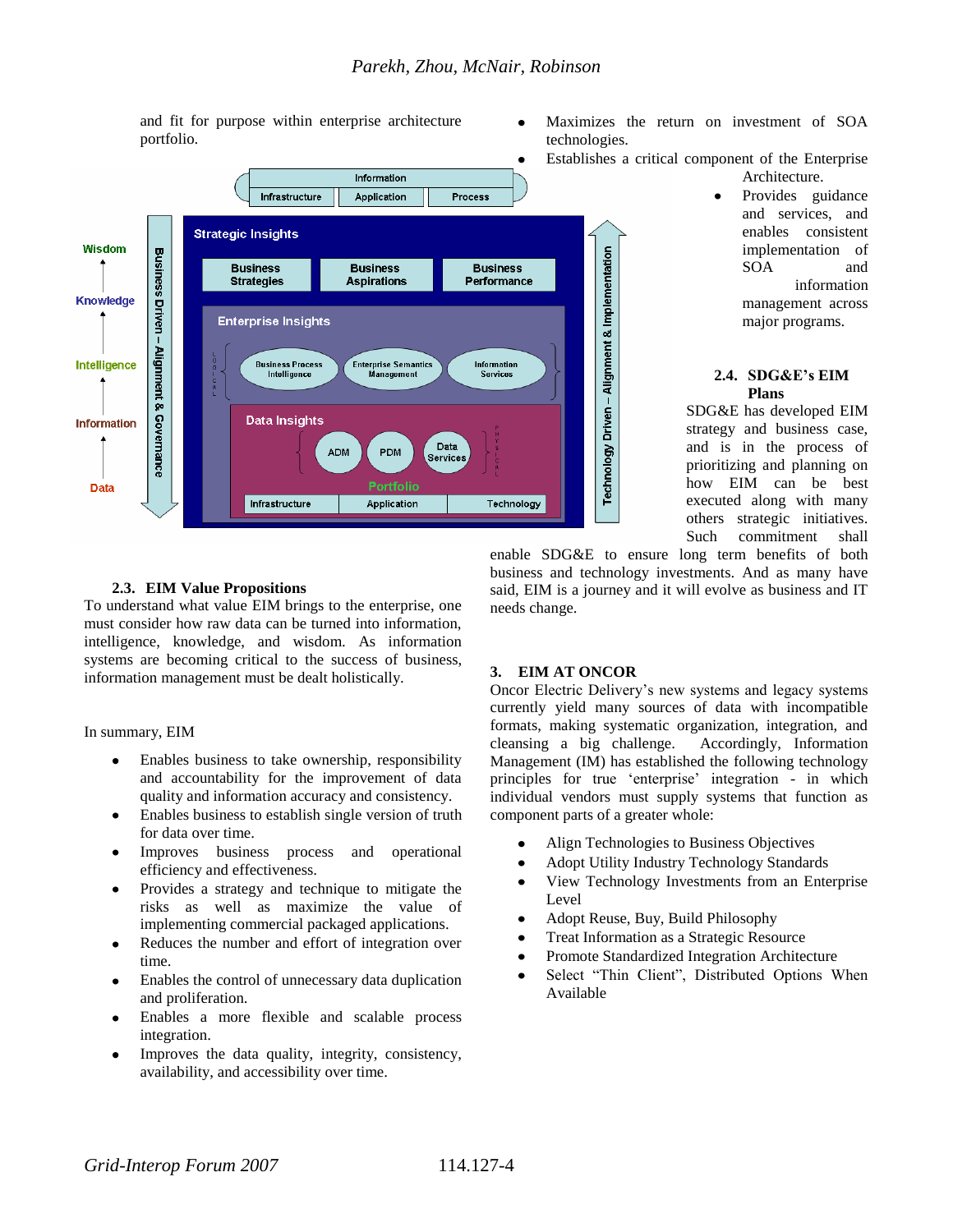and fit for purpose within enterprise architecture portfolio.

- Maximizes the return on investment of SOA technologies.
- Establishes a critical component of the Enterprise Architecture.
- Provides guidance and services, and enables consistent implementation of SOA and information management across major programs.

### 2.3. EIM Value Propositions

To understand what value EIM brings to the enterprise, one must consider how raw data can be turned into information, intelligence, knowledge, and wisdom. As information systems are becoming critical to the success of business, information management must be dealt holistically.

In summary, EIM

- Enables business to take ownership, responsibility and accountability for the improvement of data quality and information accuracy and consistency.
- Enables business to establish single version of truth for data over time.
- Improves business process and operational efficiency and effectiveness.
- Provides a strategy and technique to mitigate the risks as well as maximize the value of implementing commercial packaged applications.
- Reduces the number and effort of integration over time.
- Enables the control of unnecessary data duplication and proliferation.
- Enables a more flexible and scalable process integration.
- Improves the data quality, integrity, consistency, availability, and accessibility over time.

### 2.4. SDG&E's EIM Plans

SDG&E has developed EIM strategy and business case, and is in the process of prioritizing and planning on how EIM can be best executed along with many others strategic initiatives. Such commitment shall enable SDG&E to ensure long term benefits of both business and technology investments. And as many have said, EIM is a journey and it will evolve as business and IT needs change.

## 3. EIM AT ONCOR

Oncor Electric Delivery's new systems and legacy systems currently yield many sources of data with incompatible formats, making systematic organization, integration, and cleansing a big challenge. Accordingly, Information Management (IM) has established the following technology principles for true 'enterprise' integration - in which individual vendors must supply systems that function as component parts of a greater whole:

- Align Technologies to Business Objectives
- Adopt Utility Industry Technology Standards
- View Technology Investments from an Enterprise Level
- Adopt Reuse, Buy, Build Philosophy
- Treat Information as a Strategic Resource
- Promote Standardized Integration Architecture
- Select "Thin Client", Distributed Options When Available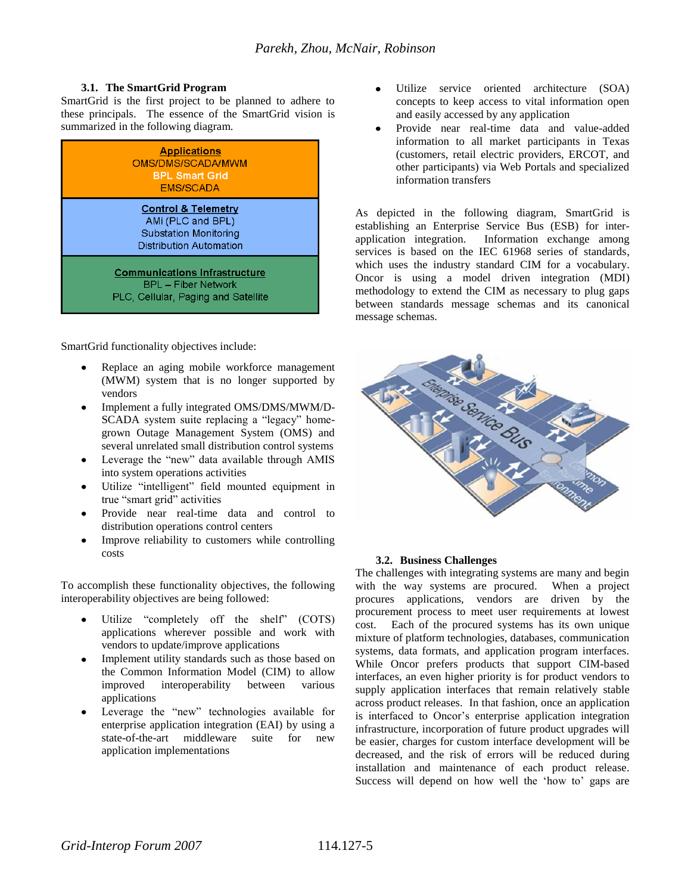### 3.1. The SmartGrid Program

SmartGrid is the first project to be planned to adhere to these principals. The essence of the SmartGrid vision is summarized in the following diagram.

| **Applications** |
| --- |
| OMS/DMS/SCADA/MWM<br>BPL Smart Grid<br>EMS/SCADA |
| **Control & Telemetry**<br>AMI (PLC and BPL)<br>Substation Monitoring<br>Distribution Automation |
| **Communications Infrastructure**<br>BPL – Fiber Network<br>PLC, Cellular, Paging and Satellite |

SmartGrid functionality objectives include:

- Replace an aging mobile workforce management (MWM) system that is no longer supported by vendors
- Implement a fully integrated OMS/DMS/MWM/D-SCADA system suite replacing a "legacy" home-grown Outage Management System (OMS) and several unrelated small distribution control systems
- Leverage the "new" data available through AMIS into system operations activities
- Utilize "intelligent" field mounted equipment in true "smart grid" activities
- Provide near real-time data and control to distribution operations control centers
- Improve reliability to customers while controlling costs

To accomplish these functionality objectives, the following interoperability objectives are being followed:

- Utilize "completely off the shelf" (COTS) applications wherever possible and work with vendors to update/improve applications
- Implement utility standards such as those based on the Common Information Model (CIM) to allow improved interoperability between various applications
- Leverage the "new" technologies available for enterprise application integration (EAI) by using a state-of-the-art middleware suite for new application implementations
- Utilize service oriented architecture (SOA) concepts to keep access to vital information open and easily accessed by any application
- Provide near real-time data and value-added information to all market participants in Texas (customers, retail electric providers, ERCOT, and other participants) via Web Portals and specialized information transfers

As depicted in the following diagram, SmartGrid is establishing an Enterprise Service Bus (ESB) for inter-application integration. Information exchange among services is based on the IEC 61968 series of standards, which uses the industry standard CIM for a vocabulary. Oncor is using a model driven integration (MDI) methodology to extend the CIM as necessary to plug gaps between standards message schemas and its canonical message schemas.

### 3.2. Business Challenges

The challenges with integrating systems are many and begin with the way systems are procured. When a project procures applications, vendors are driven by the procurement process to meet user requirements at lowest cost. Each of the procured systems has its own unique mixture of platform technologies, databases, communication systems, data formats, and application program interfaces. While Oncor prefers products that support CIM-based interfaces, an even higher priority is for product vendors to supply application interfaces that remain relatively stable across product releases. In that fashion, once an application is interfaced to Oncor's enterprise application integration infrastructure, incorporation of future product upgrades will be easier, charges for custom interface development will be decreased, and the risk of errors will be reduced during installation and maintenance of each product release. Success will depend on how well the 'how to' gaps are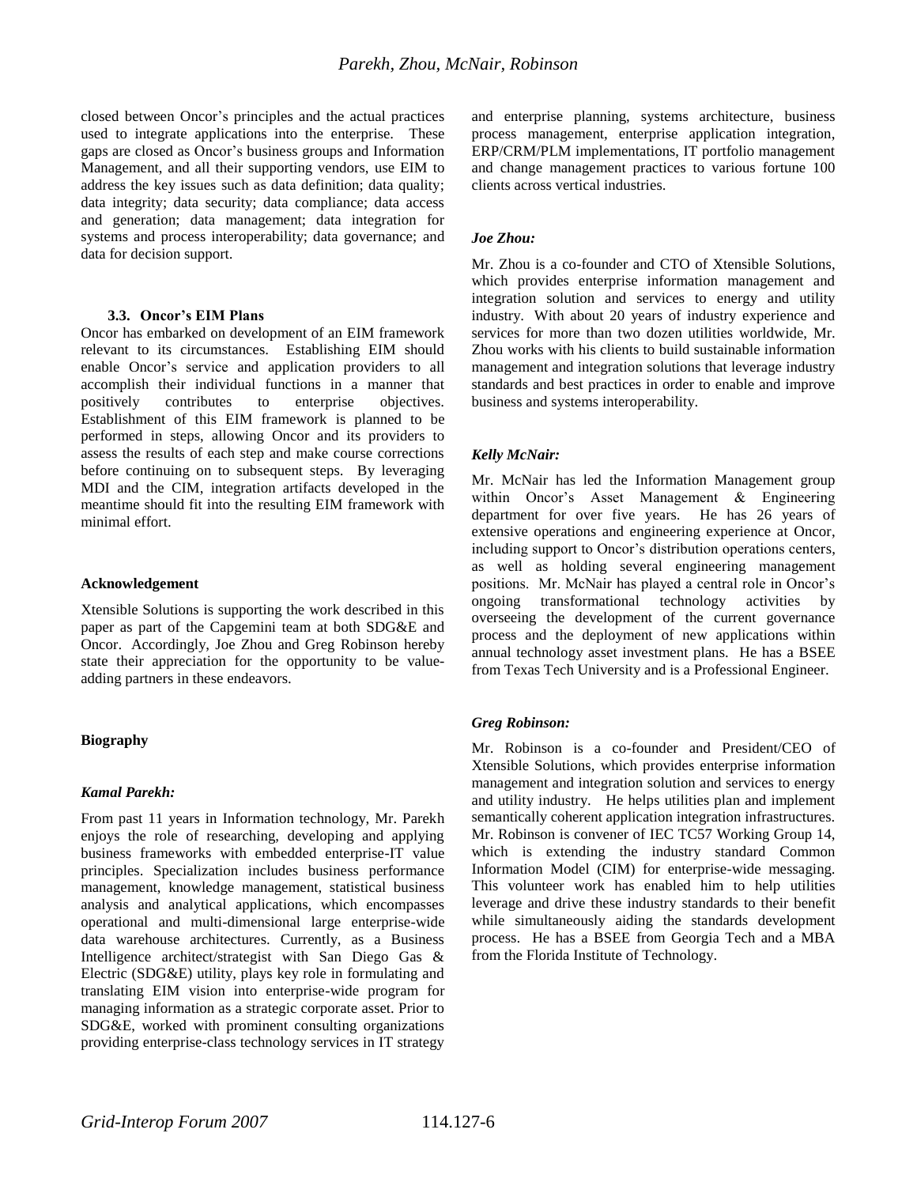closed between Oncor's principles and the actual practices used to integrate applications into the enterprise. These gaps are closed as Oncor's business groups and Information Management, and all their supporting vendors, use EIM to address the key issues such as data definition; data quality; data integrity; data security; data compliance; data access and generation; data management; data integration for systems and process interoperability; data governance; and data for decision support.

### 3.3. Oncor's EIM Plans

Oncor has embarked on development of an EIM framework relevant to its circumstances. Establishing EIM should enable Oncor's service and application providers to all accomplish their individual functions in a manner that positively contributes to enterprise objectives. Establishment of this EIM framework is planned to be performed in steps, allowing Oncor and its providers to assess the results of each step and make course corrections before continuing on to subsequent steps. By leveraging MDI and the CIM, integration artifacts developed in the meantime should fit into the resulting EIM framework with minimal effort.

## Acknowledgement

Xtensible Solutions is supporting the work described in this paper as part of the Capgemini team at both SDG&E and Oncor. Accordingly, Joe Zhou and Greg Robinson hereby state their appreciation for the opportunity to be value-adding partners in these endeavors.

## Biography

***Kamal Parekh:***

From past 11 years in Information technology, Mr. Parekh enjoys the role of researching, developing and applying business frameworks with embedded enterprise-IT value principles. Specialization includes business performance management, knowledge management, statistical business analysis and analytical applications, which encompasses operational and multi-dimensional large enterprise-wide data warehouse architectures. Currently, as a Business Intelligence architect/strategist with San Diego Gas & Electric (SDG&E) utility, plays key role in formulating and translating EIM vision into enterprise-wide program for managing information as a strategic corporate asset. Prior to SDG&E, worked with prominent consulting organizations providing enterprise-class technology services in IT strategy and enterprise planning, systems architecture, business process management, enterprise application integration, ERP/CRM/PLM implementations, IT portfolio management and change management practices to various fortune 100 clients across vertical industries.

***Joe Zhou:***

Mr. Zhou is a co-founder and CTO of Xtensible Solutions, which provides enterprise information management and integration solution and services to energy and utility industry. With about 20 years of industry experience and services for more than two dozen utilities worldwide, Mr. Zhou works with his clients to build sustainable information management and integration solutions that leverage industry standards and best practices in order to enable and improve business and systems interoperability.

***Kelly McNair:***

Mr. McNair has led the Information Management group within Oncor's Asset Management & Engineering department for over five years. He has 26 years of extensive operations and engineering experience at Oncor, including support to Oncor's distribution operations centers, as well as holding several engineering management positions. Mr. McNair has played a central role in Oncor's ongoing transformational technology activities by overseeing the development of the current governance process and the deployment of new applications within annual technology asset investment plans. He has a BSEE from Texas Tech University and is a Professional Engineer.

***Greg Robinson:***

Mr. Robinson is a co-founder and President/CEO of Xtensible Solutions, which provides enterprise information management and integration solution and services to energy and utility industry. He helps utilities plan and implement semantically coherent application integration infrastructures. Mr. Robinson is convener of IEC TC57 Working Group 14, which is extending the industry standard Common Information Model (CIM) for enterprise-wide messaging. This volunteer work has enabled him to help utilities leverage and drive these industry standards to their benefit while simultaneously aiding the standards development process. He has a BSEE from Georgia Tech and a MBA from the Florida Institute of Technology.